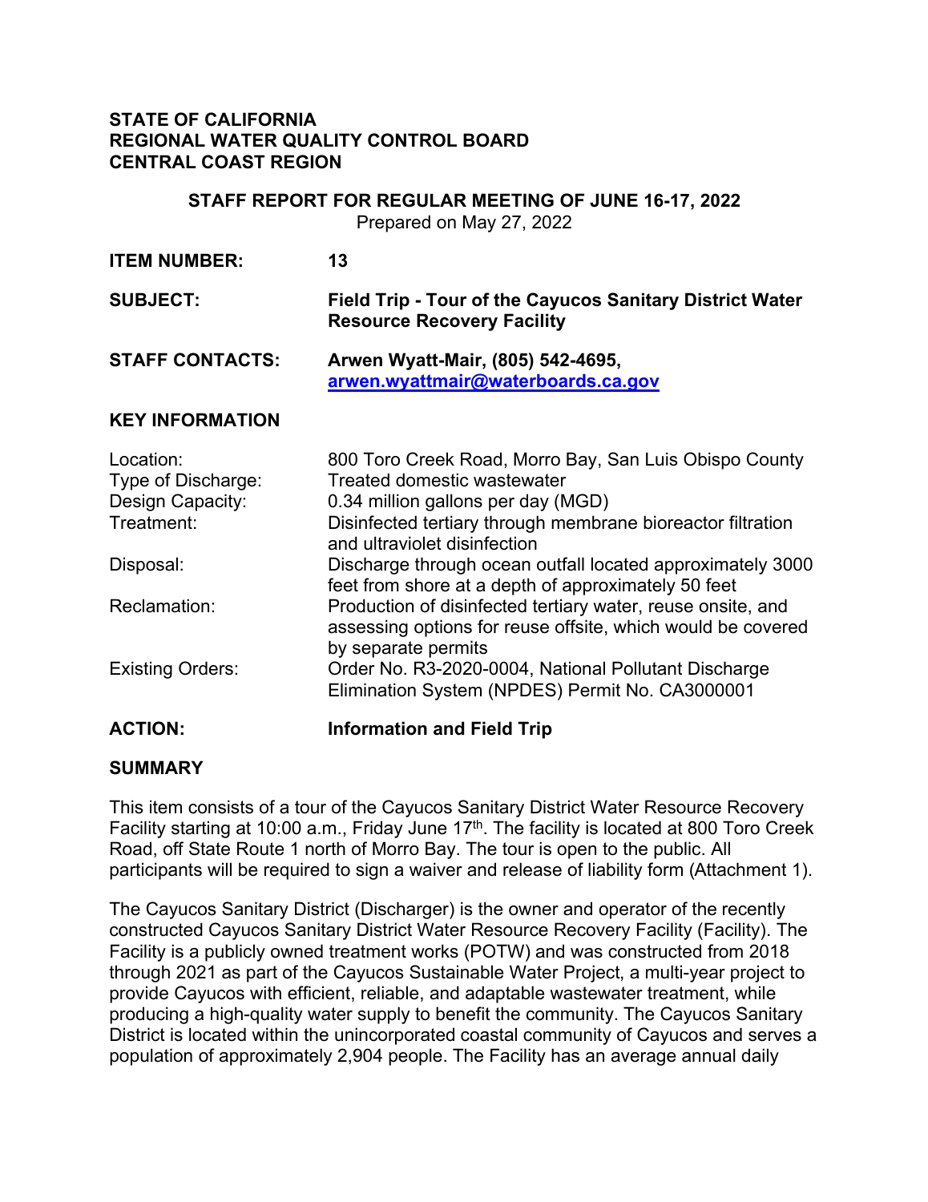**STATE OF CALIFORNIA**
**REGIONAL WATER QUALITY CONTROL BOARD**
**CENTRAL COAST REGION**

**STAFF REPORT FOR REGULAR MEETING OF JUNE 16-17, 2022**
Prepared on May 27, 2022

| | |
|---|---|
| **ITEM NUMBER:** | **13** |
| **SUBJECT:** | **Field Trip - Tour of the Cayucos Sanitary District Water Resource Recovery Facility** |
| **STAFF CONTACTS:** | **Arwen Wyatt-Mair, (805) 542-4695, [arwen.wyattmair@waterboards.ca.gov](mailto:arwen.wyattmair@waterboards.ca.gov)** |

## KEY INFORMATION

| | |
|---|---|
| Location: | 800 Toro Creek Road, Morro Bay, San Luis Obispo County |
| Type of Discharge: | Treated domestic wastewater |
| Design Capacity: | 0.34 million gallons per day (MGD) |
| Treatment: | Disinfected tertiary through membrane bioreactor filtration and ultraviolet disinfection |
| Disposal: | Discharge through ocean outfall located approximately 3000 feet from shore at a depth of approximately 50 feet |
| Reclamation: | Production of disinfected tertiary water, reuse onsite, and assessing options for reuse offsite, which would be covered by separate permits |
| Existing Orders: | Order No. R3-2020-0004, National Pollutant Discharge Elimination System (NPDES) Permit No. CA3000001 |

**ACTION:** **Information and Field Trip**

## SUMMARY

This item consists of a tour of the Cayucos Sanitary District Water Resource Recovery Facility starting at 10:00 a.m., Friday June 17th. The facility is located at 800 Toro Creek Road, off State Route 1 north of Morro Bay. The tour is open to the public. All participants will be required to sign a waiver and release of liability form (Attachment 1).

The Cayucos Sanitary District (Discharger) is the owner and operator of the recently constructed Cayucos Sanitary District Water Resource Recovery Facility (Facility). The Facility is a publicly owned treatment works (POTW) and was constructed from 2018 through 2021 as part of the Cayucos Sustainable Water Project, a multi-year project to provide Cayucos with efficient, reliable, and adaptable wastewater treatment, while producing a high-quality water supply to benefit the community. The Cayucos Sanitary District is located within the unincorporated coastal community of Cayucos and serves a population of approximately 2,904 people. The Facility has an average annual daily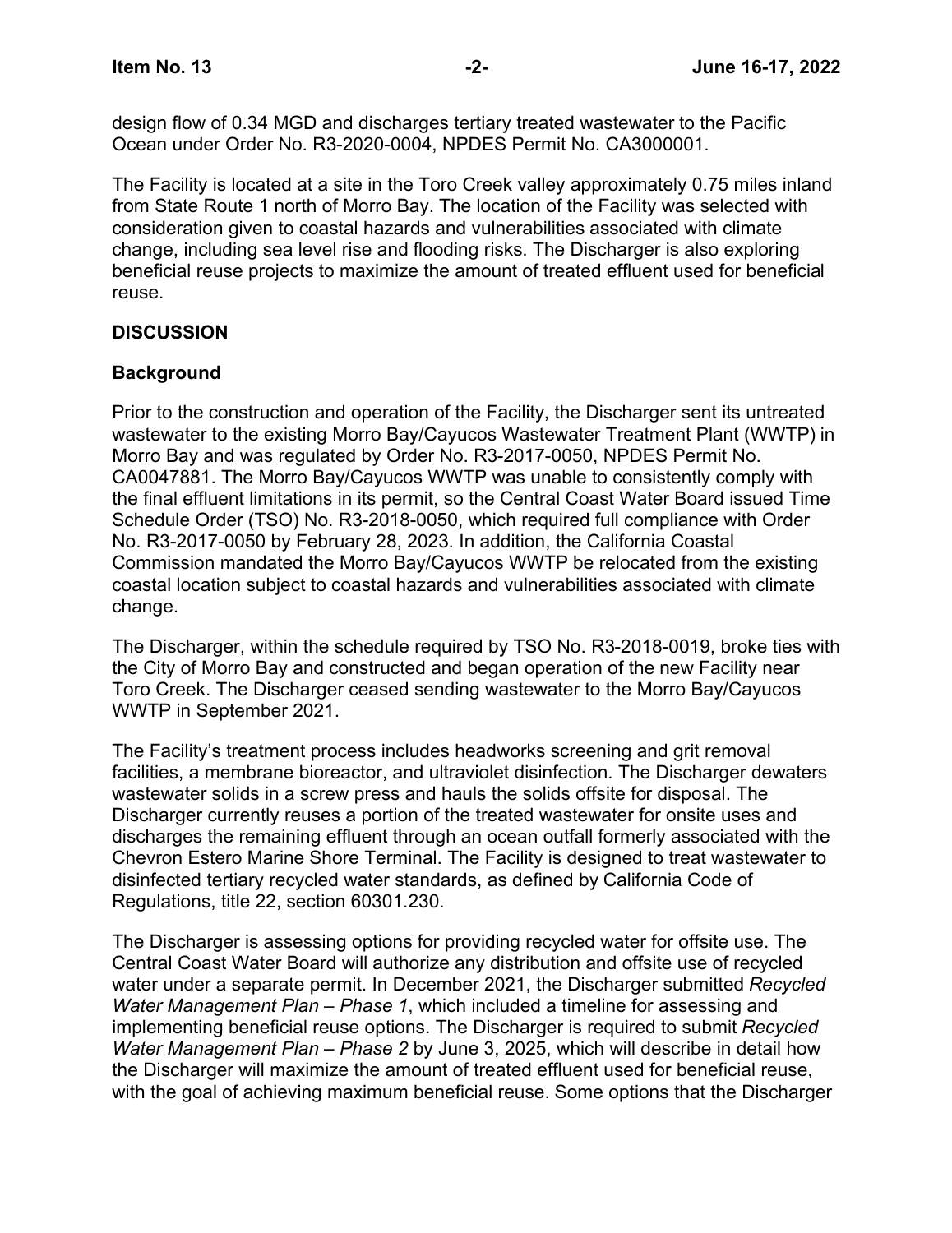design flow of 0.34 MGD and discharges tertiary treated wastewater to the Pacific Ocean under Order No. R3-2020-0004, NPDES Permit No. CA3000001.

The Facility is located at a site in the Toro Creek valley approximately 0.75 miles inland from State Route 1 north of Morro Bay. The location of the Facility was selected with consideration given to coastal hazards and vulnerabilities associated with climate change, including sea level rise and flooding risks. The Discharger is also exploring beneficial reuse projects to maximize the amount of treated effluent used for beneficial reuse.

## DISCUSSION

### Background

Prior to the construction and operation of the Facility, the Discharger sent its untreated wastewater to the existing Morro Bay/Cayucos Wastewater Treatment Plant (WWTP) in Morro Bay and was regulated by Order No. R3-2017-0050, NPDES Permit No. CA0047881. The Morro Bay/Cayucos WWTP was unable to consistently comply with the final effluent limitations in its permit, so the Central Coast Water Board issued Time Schedule Order (TSO) No. R3-2018-0050, which required full compliance with Order No. R3-2017-0050 by February 28, 2023. In addition, the California Coastal Commission mandated the Morro Bay/Cayucos WWTP be relocated from the existing coastal location subject to coastal hazards and vulnerabilities associated with climate change.

The Discharger, within the schedule required by TSO No. R3-2018-0019, broke ties with the City of Morro Bay and constructed and began operation of the new Facility near Toro Creek. The Discharger ceased sending wastewater to the Morro Bay/Cayucos WWTP in September 2021.

The Facility's treatment process includes headworks screening and grit removal facilities, a membrane bioreactor, and ultraviolet disinfection. The Discharger dewaters wastewater solids in a screw press and hauls the solids offsite for disposal. The Discharger currently reuses a portion of the treated wastewater for onsite uses and discharges the remaining effluent through an ocean outfall formerly associated with the Chevron Estero Marine Shore Terminal. The Facility is designed to treat wastewater to disinfected tertiary recycled water standards, as defined by California Code of Regulations, title 22, section 60301.230.

The Discharger is assessing options for providing recycled water for offsite use. The Central Coast Water Board will authorize any distribution and offsite use of recycled water under a separate permit. In December 2021, the Discharger submitted *Recycled Water Management Plan – Phase 1*, which included a timeline for assessing and implementing beneficial reuse options. The Discharger is required to submit *Recycled Water Management Plan – Phase 2* by June 3, 2025, which will describe in detail how the Discharger will maximize the amount of treated effluent used for beneficial reuse, with the goal of achieving maximum beneficial reuse. Some options that the Discharger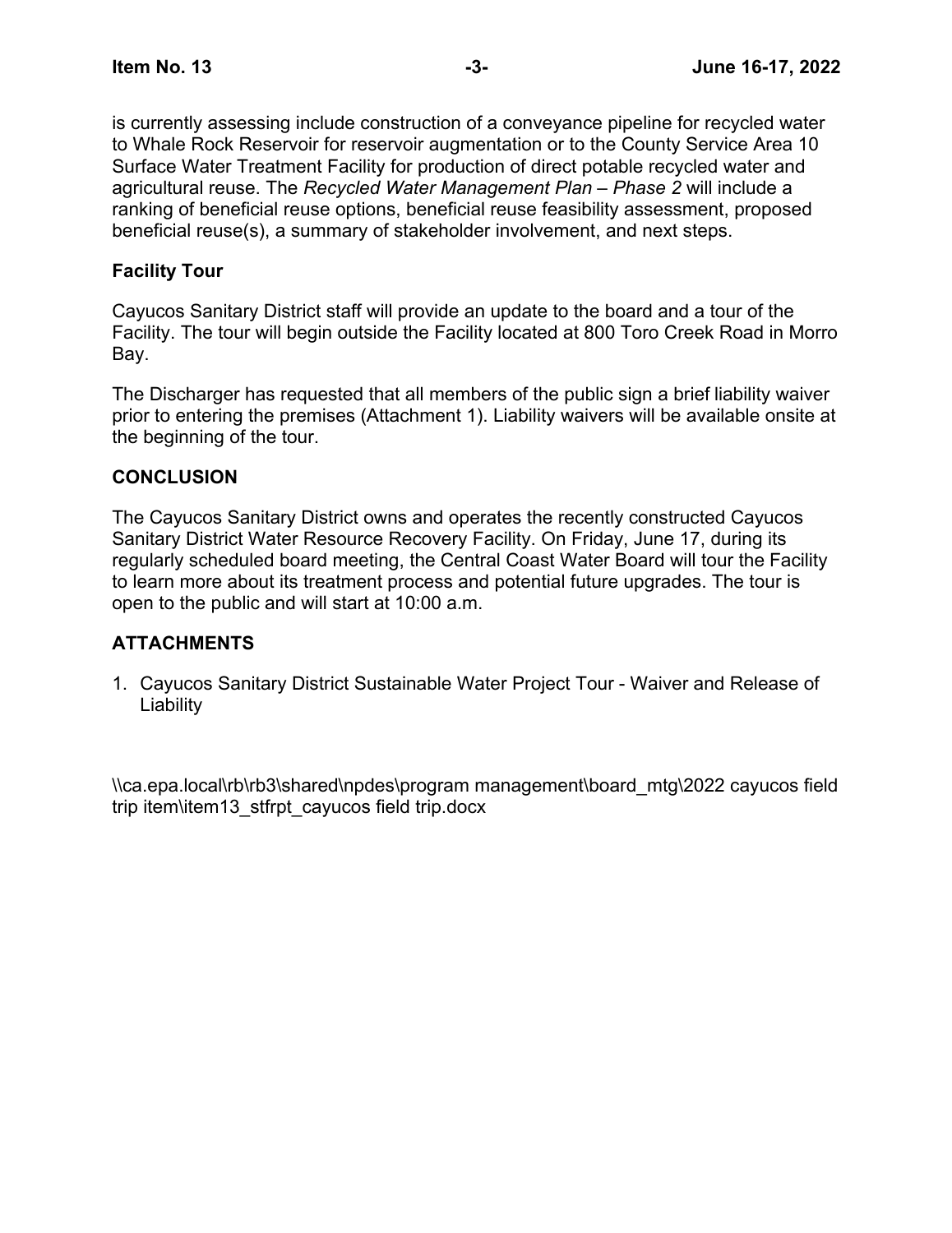is currently assessing include construction of a conveyance pipeline for recycled water to Whale Rock Reservoir for reservoir augmentation or to the County Service Area 10 Surface Water Treatment Facility for production of direct potable recycled water and agricultural reuse. The *Recycled Water Management Plan – Phase 2* will include a ranking of beneficial reuse options, beneficial reuse feasibility assessment, proposed beneficial reuse(s), a summary of stakeholder involvement, and next steps.

### Facility Tour

Cayucos Sanitary District staff will provide an update to the board and a tour of the Facility. The tour will begin outside the Facility located at 800 Toro Creek Road in Morro Bay.

The Discharger has requested that all members of the public sign a brief liability waiver prior to entering the premises (Attachment 1). Liability waivers will be available onsite at the beginning of the tour.

## CONCLUSION

The Cayucos Sanitary District owns and operates the recently constructed Cayucos Sanitary District Water Resource Recovery Facility. On Friday, June 17, during its regularly scheduled board meeting, the Central Coast Water Board will tour the Facility to learn more about its treatment process and potential future upgrades. The tour is open to the public and will start at 10:00 a.m.

## ATTACHMENTS

1. Cayucos Sanitary District Sustainable Water Project Tour - Waiver and Release of Liability

\\ca.epa.local\rb\rb3\shared\npdes\program management\board_mtg\2022 cayucos field trip item\item13_stfrpt_cayucos field trip.docx